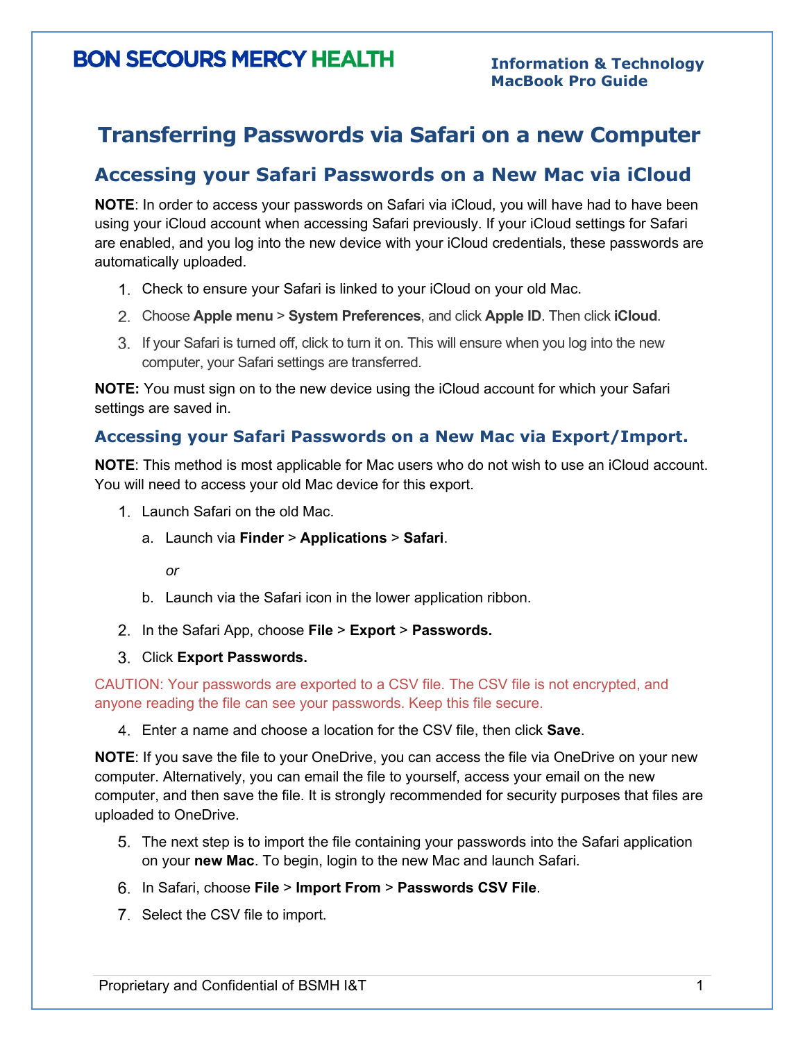BON SECOURS MERCY HEALTH

**Information & Technology**
**MacBook Pro Guide**

# Transferring Passwords via Safari on a new Computer

## Accessing your Safari Passwords on a New Mac via iCloud

**NOTE**: In order to access your passwords on Safari via iCloud, you will have had to have been using your iCloud account when accessing Safari previously. If your iCloud settings for Safari are enabled, and you log into the new device with your iCloud credentials, these passwords are automatically uploaded.

1. Check to ensure your Safari is linked to your iCloud on your old Mac.
2. Choose **Apple menu** > **System Preferences**, and click **Apple ID**. Then click **iCloud**.
3. If your Safari is turned off, click to turn it on. This will ensure when you log into the new computer, your Safari settings are transferred.

**NOTE:** You must sign on to the new device using the iCloud account for which your Safari settings are saved in.

### Accessing your Safari Passwords on a New Mac via Export/Import.

**NOTE**: This method is most applicable for Mac users who do not wish to use an iCloud account. You will need to access your old Mac device for this export.

1. Launch Safari on the old Mac.
   a. Launch via **Finder** > **Applications** > **Safari**.

      *or*

   b. Launch via the Safari icon in the lower application ribbon.
2. In the Safari App, choose **File** > **Export** > **Passwords.**
3. Click **Export Passwords.**

CAUTION: Your passwords are exported to a CSV file. The CSV file is not encrypted, and anyone reading the file can see your passwords. Keep this file secure.

4. Enter a name and choose a location for the CSV file, then click **Save**.

**NOTE**: If you save the file to your OneDrive, you can access the file via OneDrive on your new computer. Alternatively, you can email the file to yourself, access your email on the new computer, and then save the file. It is strongly recommended for security purposes that files are uploaded to OneDrive.

5. The next step is to import the file containing your passwords into the Safari application on your **new Mac**. To begin, login to the new Mac and launch Safari.
6. In Safari, choose **File** > **Import From** > **Passwords CSV File**.
7. Select the CSV file to import.

Proprietary and Confidential of BSMH I&T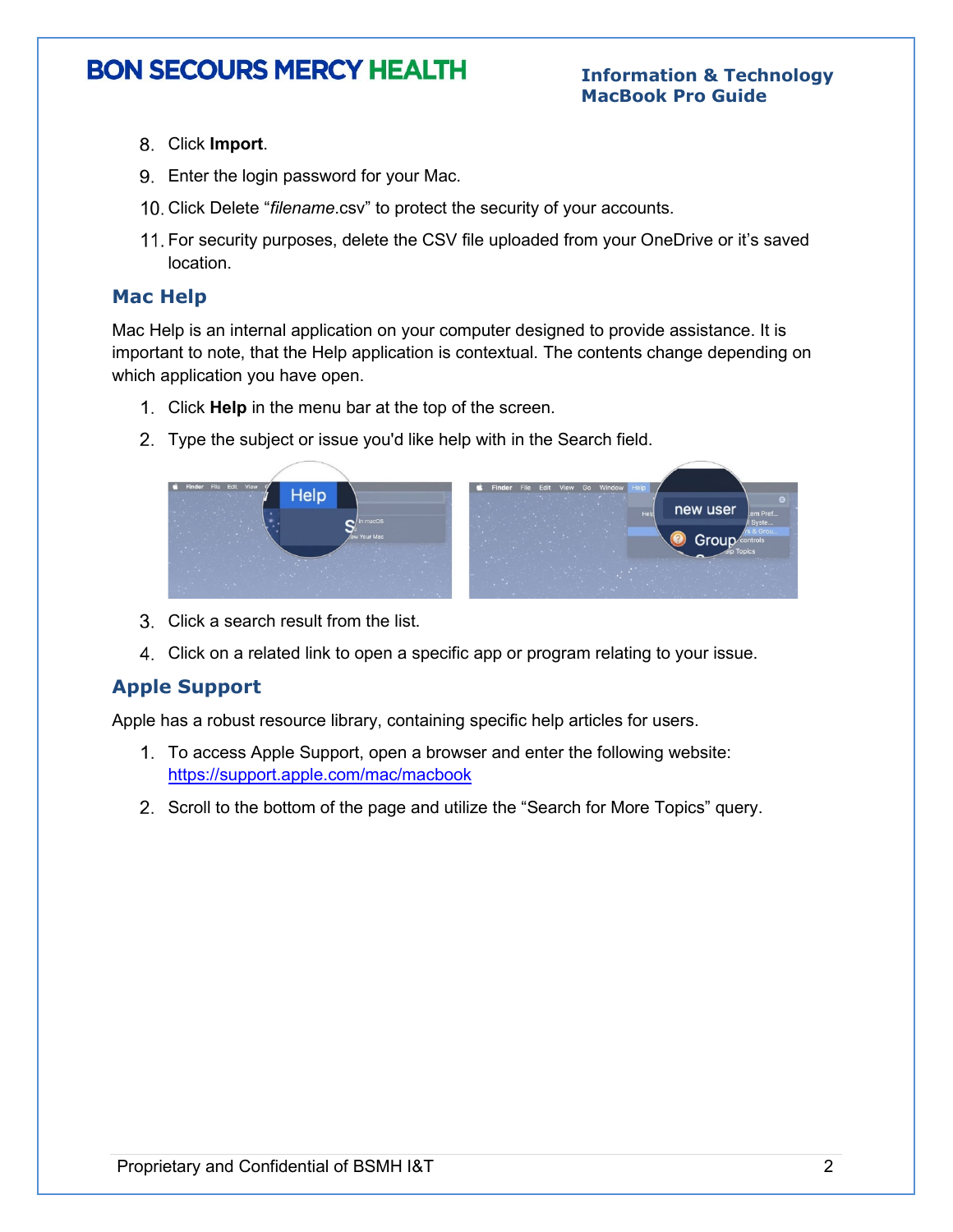8. Click **Import**.
9. Enter the login password for your Mac.
10. Click Delete “*filename*.csv” to protect the security of your accounts.
11. For security purposes, delete the CSV file uploaded from your OneDrive or it’s saved location.

## Mac Help

Mac Help is an internal application on your computer designed to provide assistance. It is important to note, that the Help application is contextual. The contents change depending on which application you have open.

1. Click **Help** in the menu bar at the top of the screen.
2. Type the subject or issue you'd like help with in the Search field.
3. Click a search result from the list.
4. Click on a related link to open a specific app or program relating to your issue.

## Apple Support

Apple has a robust resource library, containing specific help articles for users.

1. To access Apple Support, open a browser and enter the following website: [https://support.apple.com/mac/macbook](https://support.apple.com/mac/macbook)
2. Scroll to the bottom of the page and utilize the “Search for More Topics” query.